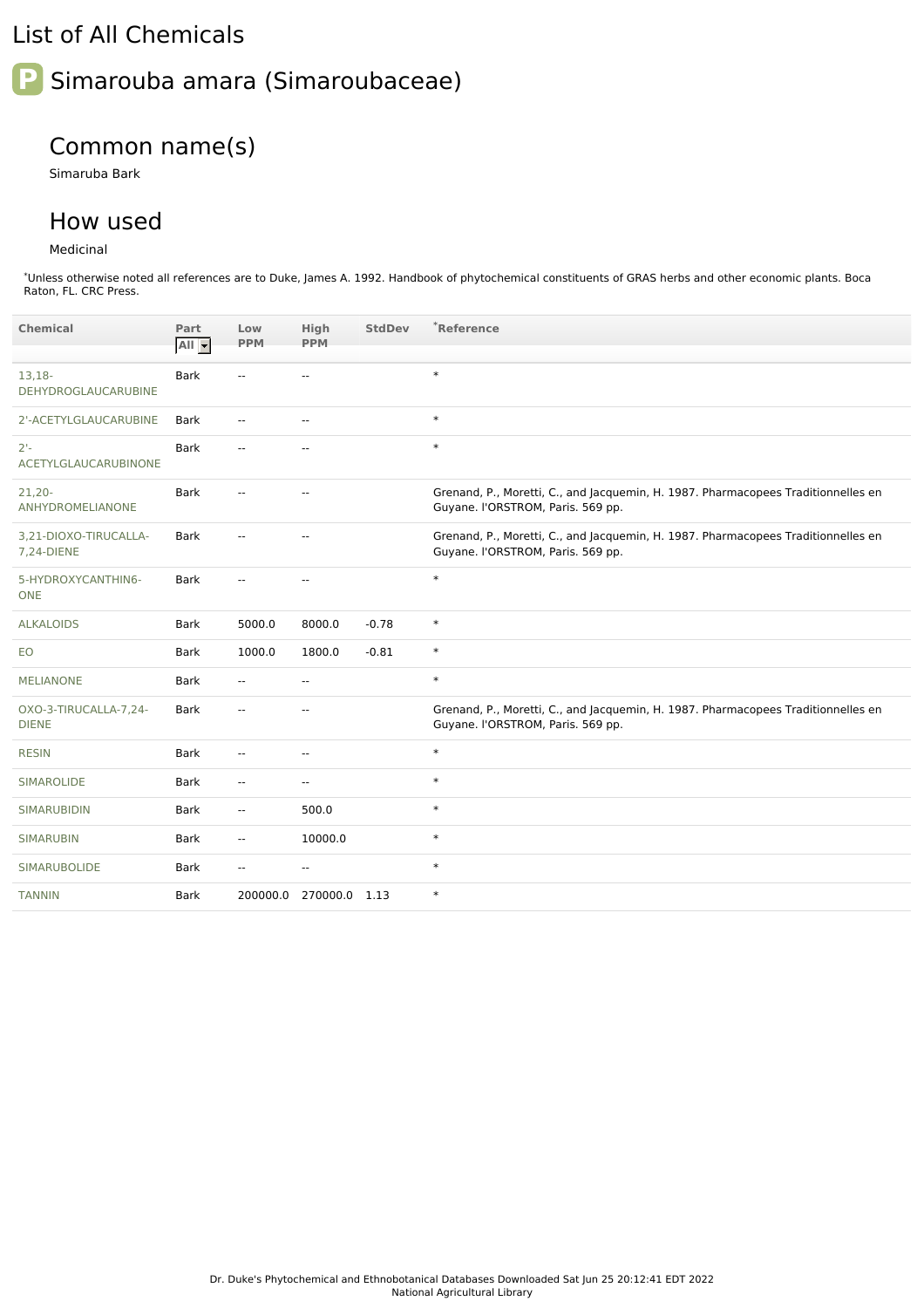# List of All Chemicals

## Simarouba amara (Simaroubaceae)

### Common name(s)

Simaruba Bark

### How used

Medicinal

*Unless otherwise noted all references are to Duke, James A. 1992. Handbook of phytochemical constituents of GRAS herbs and other economic plants. Boca Raton, FL. CRC Press.

| Chemical | Part | Low PPM | High PPM | StdDev | *Reference |
|---|---|---|---|---|---|
| 13,18-DEHYDROGLAUCARUBINE | Bark | -- | -- | | * |
| 2'-ACETYLGLAUCARUBINE | Bark | -- | -- | | * |
| 2'-ACETYLGLAUCARUBINONE | Bark | -- | -- | | * |
| 21,20-ANHYDROMELIANONE | Bark | -- | -- | | Grenand, P., Moretti, C., and Jacquemin, H. 1987. Pharmacopees Traditionnelles en Guyane. l'ORSTROM, Paris. 569 pp. |
| 3,21-DIOXO-TIRUCALLA-7,24-DIENE | Bark | -- | -- | | Grenand, P., Moretti, C., and Jacquemin, H. 1987. Pharmacopees Traditionnelles en Guyane. l'ORSTROM, Paris. 569 pp. |
| 5-HYDROXYCANTHIN6-ONE | Bark | -- | -- | | * |
| ALKALOIDS | Bark | 5000.0 | 8000.0 | -0.78 | * |
| EO | Bark | 1000.0 | 1800.0 | -0.81 | * |
| MELIANONE | Bark | -- | -- | | * |
| OXO-3-TIRUCALLA-7,24-DIENE | Bark | -- | -- | | Grenand, P., Moretti, C., and Jacquemin, H. 1987. Pharmacopees Traditionnelles en Guyane. l'ORSTROM, Paris. 569 pp. |
| RESIN | Bark | -- | -- | | * |
| SIMAROLIDE | Bark | -- | -- | | * |
| SIMARUBIDIN | Bark | -- | 500.0 | | * |
| SIMARUBIN | Bark | -- | 10000.0 | | * |
| SIMARUBOLIDE | Bark | -- | -- | | * |
| TANNIN | Bark | 200000.0 | 270000.0 | 1.13 | * |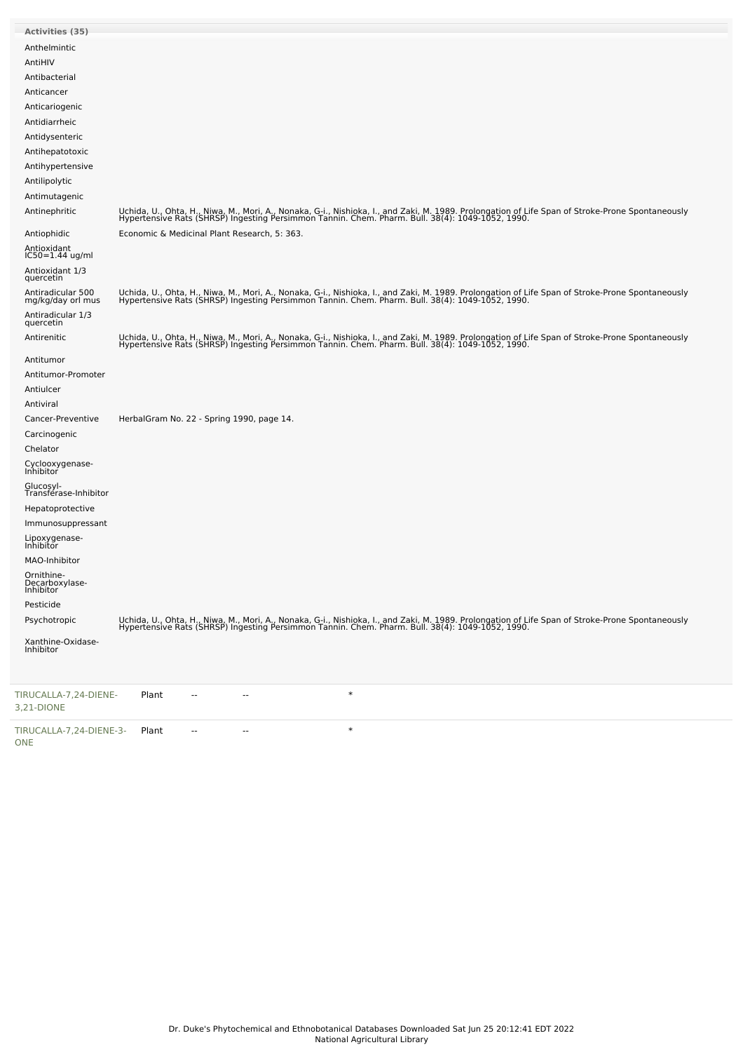| Activities (35) | |
| --- | --- |
| Anthelmintic | |
| AntiHIV | |
| Antibacterial | |
| Anticancer | |
| Anticariogenic | |
| Antidiarrheic | |
| Antidysenteric | |
| Antihepatotoxic | |
| Antihypertensive | |
| Antilipolytic | |
| Antimutagenic | |
| Antinephritic | Uchida, U., Ohta, H., Niwa, M., Mori, A., Nonaka, G-i., Nishioka, I., and Zaki, M. 1989. Prolongation of Life Span of Stroke-Prone Spontaneously Hypertensive Rats (SHRSP) Ingesting Persimmon Tannin. Chem. Pharm. Bull. 38(4): 1049-1052, 1990. |
| Antiophidic | Economic & Medicinal Plant Research, 5: 363. |
| Antioxidant IC50=1.44 ug/ml | |
| Antioxidant 1/3 quercetin | |
| Antiradicular 500 mg/kg/day orl mus | Uchida, U., Ohta, H., Niwa, M., Mori, A., Nonaka, G-i., Nishioka, I., and Zaki, M. 1989. Prolongation of Life Span of Stroke-Prone Spontaneously Hypertensive Rats (SHRSP) Ingesting Persimmon Tannin. Chem. Pharm. Bull. 38(4): 1049-1052, 1990. |
| Antiradicular 1/3 quercetin | |
| Antirenitic | Uchida, U., Ohta, H., Niwa, M., Mori, A., Nonaka, G-i., Nishioka, I., and Zaki, M. 1989. Prolongation of Life Span of Stroke-Prone Spontaneously Hypertensive Rats (SHRSP) Ingesting Persimmon Tannin. Chem. Pharm. Bull. 38(4): 1049-1052, 1990. |
| Antitumor | |
| Antitumor-Promoter | |
| Antiulcer | |
| Antiviral | |
| Cancer-Preventive | HerbalGram No. 22 - Spring 1990, page 14. |
| Carcinogenic | |
| Chelator | |
| Cyclooxygenase-Inhibitor | |
| Glucosyl-Transferase-Inhibitor | |
| Hepatoprotective | |
| Immunosuppressant | |
| Lipoxygenase-Inhibitor | |
| MAO-Inhibitor | |
| Ornithine-Decarboxylase-Inhibitor | |
| Pesticide | |
| Psychotropic | Uchida, U., Ohta, H., Niwa, M., Mori, A., Nonaka, G-i., Nishioka, I., and Zaki, M. 1989. Prolongation of Life Span of Stroke-Prone Spontaneously Hypertensive Rats (SHRSP) Ingesting Persimmon Tannin. Chem. Pharm. Bull. 38(4): 1049-1052, 1990. |
| Xanthine-Oxidase-Inhibitor | |

| | | | | |
| --- | --- | --- | --- | --- |
| TIRUCALLA-7,24-DIENE-3,21-DIONE | Plant | -- | -- | * |
| TIRUCALLA-7,24-DIENE-3-ONE | Plant | -- | -- | * |

Dr. Duke's Phytochemical and Ethnobotanical Databases Downloaded Sat Jun 25 20:12:41 EDT 2022
National Agricultural Library